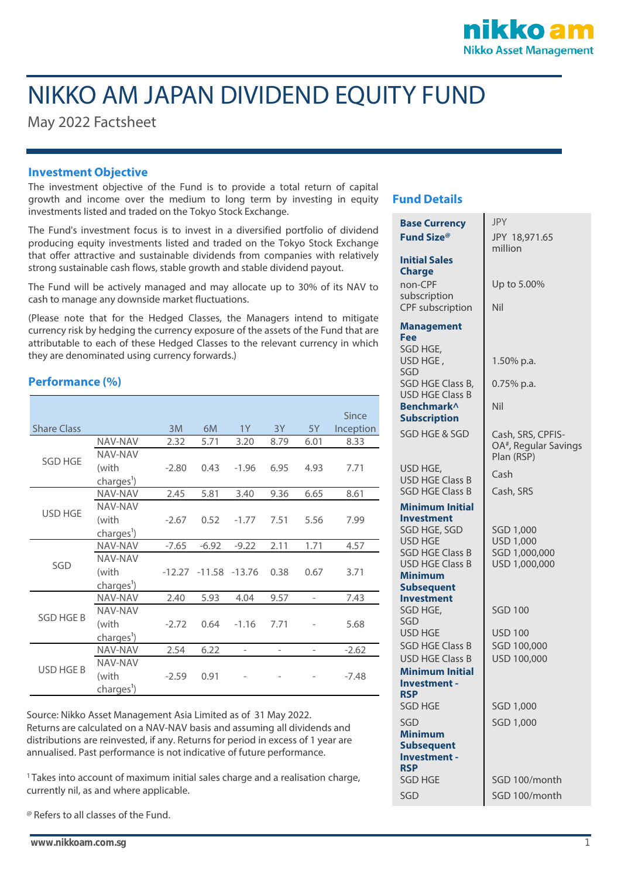# NIKKO AM JAPAN DIVIDEND EQUITY FUND

May 2022 Factsheet

## Investment Objective

The investment objective of the Fund is to provide a total return of capital growth and income over the medium to long term by investing in equity investments listed and traded on the Tokyo Stock Exchange.

The Fund's investment focus is to invest in a diversified portfolio of dividend producing equity investments listed and traded on the Tokyo Stock Exchange that offer attractive and sustainable dividends from companies with relatively strong sustainable cash flows, stable growth and stable dividend payout.

The Fund will be actively managed and may allocate up to 30% of its NAV to cash to manage any downside market fluctuations.

(Please note that for the Hedged Classes, the Managers intend to mitigate currency risk by hedging the currency exposure of the assets of the Fund that are attributable to each of these Hedged Classes to the relevant currency in which they are denominated using currency forwards.)

## Performance (%)

| Share Class | | 3M | 6M | 1Y | 3Y | 5Y | Since Inception |
|---|---|---|---|---|---|---|---|
| SGD HGE | NAV-NAV | 2.32 | 5.71 | 3.20 | 8.79 | 6.01 | 8.33 |
| | NAV-NAV (with charges[1]) | -2.80 | 0.43 | -1.96 | 6.95 | 4.93 | 7.71 |
| USD HGE | NAV-NAV | 2.45 | 5.81 | 3.40 | 9.36 | 6.65 | 8.61 |
| | NAV-NAV (with charges[1]) | -2.67 | 0.52 | -1.77 | 7.51 | 5.56 | 7.99 |
| SGD | NAV-NAV | -7.65 | -6.92 | -9.22 | 2.11 | 1.71 | 4.57 |
| | NAV-NAV (with charges[1]) | -12.27 | -11.58 | -13.76 | 0.38 | 0.67 | 3.71 |
| SGD HGE B | NAV-NAV | 2.40 | 5.93 | 4.04 | 9.57 | - | 7.43 |
| | NAV-NAV (with charges[1]) | -2.72 | 0.64 | -1.16 | 7.71 | - | 5.68 |
| USD HGE B | NAV-NAV | 2.54 | 6.22 | - | - | - | -2.62 |
| | NAV-NAV (with charges[1]) | -2.59 | 0.91 | - | - | - | -7.48 |

Source: Nikko Asset Management Asia Limited as of 31 May 2022. Returns are calculated on a NAV-NAV basis and assuming all dividends and distributions are reinvested, if any. Returns for period in excess of 1 year are annualised. Past performance is not indicative of future performance.

[1] Takes into account of maximum initial sales charge and a realisation charge, currently nil, as and where applicable.

[@] Refers to all classes of the Fund.

## Fund Details

| | |
|---|---|
| **Base Currency** | JPY |
| **Fund Size[@]** | JPY 18,971.65 million |
| **Initial Sales Charge** | |
| non-CPF subscription | Up to 5.00% |
| CPF subscription | Nil |
| **Management Fee** | |
| SGD HGE, USD HGE, SGD | 1.50% p.a. |
| SGD HGE Class B, USD HGE Class B | 0.75% p.a. |
| **Benchmark^** | Nil |
| **Subscription** | |
| SGD HGE & SGD | Cash, SRS, CPFIS-OA[#], Regular Savings Plan (RSP) |
| USD HGE, USD HGE Class B | Cash |
| SGD HGE Class B | Cash, SRS |
| **Minimum Initial Investment** | |
| SGD HGE, SGD | SGD 1,000 |
| USD HGE | USD 1,000 |
| SGD HGE Class B | SGD 1,000,000 |
| USD HGE Class B | USD 1,000,000 |
| **Minimum Subsequent Investment** | |
| SGD HGE, SGD | SGD 100 |
| USD HGE | USD 100 |
| SGD HGE Class B | SGD 100,000 |
| USD HGE Class B | USD 100,000 |
| **Minimum Initial Investment - RSP** | |
| SGD HGE | SGD 1,000 |
| SGD | SGD 1,000 |
| **Minimum Subsequent Investment - RSP** | |
| SGD HGE | SGD 100/month |
| SGD | SGD 100/month |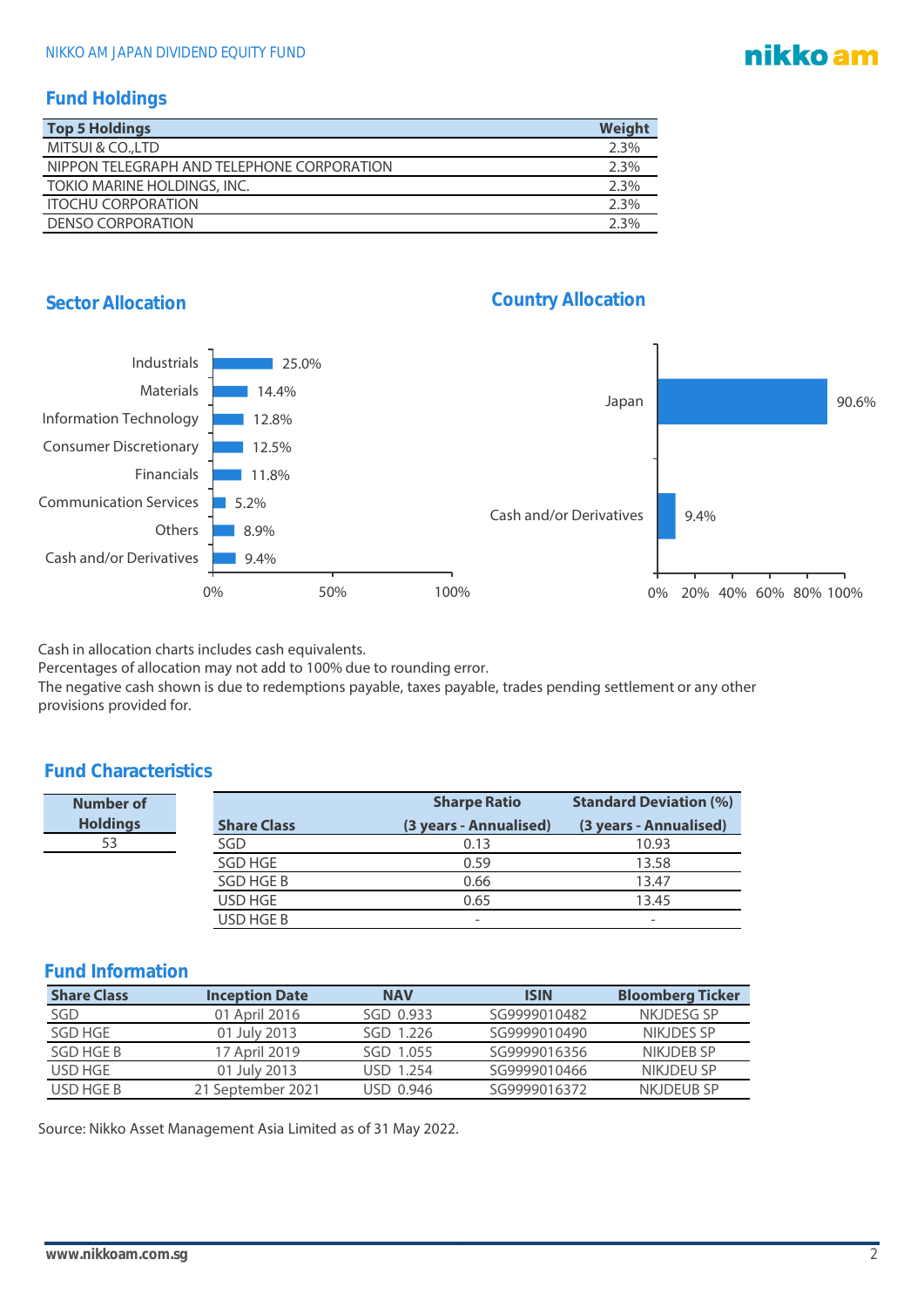## Fund Holdings

| Top 5 Holdings | Weight |
|---|---|
| MITSUI & CO.,LTD | 2.3% |
| NIPPON TELEGRAPH AND TELEPHONE CORPORATION | 2.3% |
| TOKIO MARINE HOLDINGS, INC. | 2.3% |
| ITOCHU CORPORATION | 2.3% |
| DENSO CORPORATION | 2.3% |

## Sector Allocation

| Sector | Allocation |
|---|---|
| Industrials | 25.0% |
| Materials | 14.4% |
| Information Technology | 12.8% |
| Consumer Discretionary | 12.5% |
| Financials | 11.8% |
| Communication Services | 5.2% |
| Others | 8.9% |
| Cash and/or Derivatives | 9.4% |

## Country Allocation

| Country | Allocation |
|---|---|
| Japan | 90.6% |
| Cash and/or Derivatives | 9.4% |

Cash in allocation charts includes cash equivalents.
Percentages of allocation may not add to 100% due to rounding error.
The negative cash shown is due to redemptions payable, taxes payable, trades pending settlement or any other provisions provided for.

## Fund Characteristics

| Number of Holdings |
|---|
| 53 |

| Share Class | Sharpe Ratio (3 years - Annualised) | Standard Deviation (%) (3 years - Annualised) |
|---|---|---|
| SGD | 0.13 | 10.93 |
| SGD HGE | 0.59 | 13.58 |
| SGD HGE B | 0.66 | 13.47 |
| USD HGE | 0.65 | 13.45 |
| USD HGE B | - | - |

## Fund Information

| Share Class | Inception Date | NAV | ISIN | Bloomberg Ticker |
|---|---|---|---|---|
| SGD | 01 April 2016 | SGD 0.933 | SG9999010482 | NKJDESG SP |
| SGD HGE | 01 July 2013 | SGD 1.226 | SG9999010490 | NIKJDES SP |
| SGD HGE B | 17 April 2019 | SGD 1.055 | SG9999016356 | NIKJDEB SP |
| USD HGE | 01 July 2013 | USD 1.254 | SG9999010466 | NIKJDEU SP |
| USD HGE B | 21 September 2021 | USD 0.946 | SG9999016372 | NKJDEUB SP |

Source: Nikko Asset Management Asia Limited as of 31 May 2022.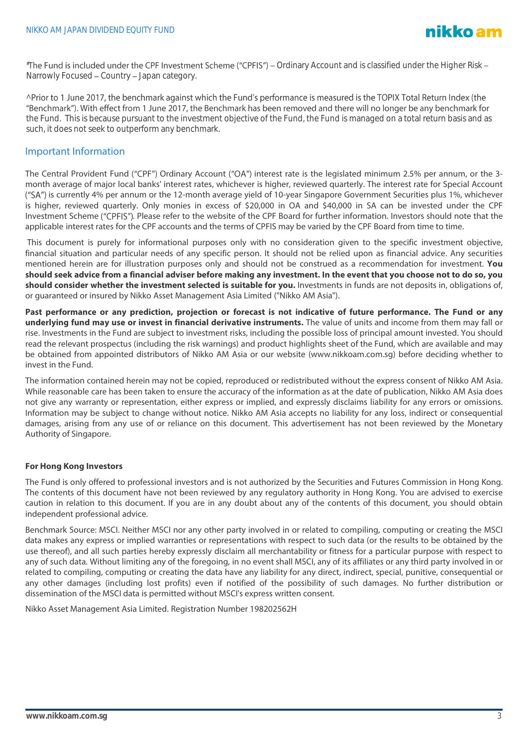#The Fund is included under the CPF Investment Scheme ("CPFIS") – Ordinary Account and is classified under the Higher Risk – Narrowly Focused – Country – Japan category.

^Prior to 1 June 2017, the benchmark against which the Fund's performance is measured is the TOPIX Total Return Index (the "Benchmark"). With effect from 1 June 2017, the Benchmark has been removed and there will no longer be any benchmark for the Fund. This is because pursuant to the investment objective of the Fund, the Fund is managed on a total return basis and as such, it does not seek to outperform any benchmark.

## Important Information

The Central Provident Fund ("CPF") Ordinary Account ("OA") interest rate is the legislated minimum 2.5% per annum, or the 3-month average of major local banks' interest rates, whichever is higher, reviewed quarterly. The interest rate for Special Account ("SA") is currently 4% per annum or the 12-month average yield of 10-year Singapore Government Securities plus 1%, whichever is higher, reviewed quarterly. Only monies in excess of $20,000 in OA and $40,000 in SA can be invested under the CPF Investment Scheme ("CPFIS"). Please refer to the website of the CPF Board for further information. Investors should note that the applicable interest rates for the CPF accounts and the terms of CPFIS may be varied by the CPF Board from time to time.

This document is purely for informational purposes only with no consideration given to the specific investment objective, financial situation and particular needs of any specific person. It should not be relied upon as financial advice. Any securities mentioned herein are for illustration purposes only and should not be construed as a recommendation for investment. **You should seek advice from a financial adviser before making any investment. In the event that you choose not to do so, you should consider whether the investment selected is suitable for you.** Investments in funds are not deposits in, obligations of, or guaranteed or insured by Nikko Asset Management Asia Limited ("Nikko AM Asia").

**Past performance or any prediction, projection or forecast is not indicative of future performance. The Fund or any underlying fund may use or invest in financial derivative instruments.** The value of units and income from them may fall or rise. Investments in the Fund are subject to investment risks, including the possible loss of principal amount invested. You should read the relevant prospectus (including the risk warnings) and product highlights sheet of the Fund, which are available and may be obtained from appointed distributors of Nikko AM Asia or our website (www.nikkoam.com.sg) before deciding whether to invest in the Fund.

The information contained herein may not be copied, reproduced or redistributed without the express consent of Nikko AM Asia. While reasonable care has been taken to ensure the accuracy of the information as at the date of publication, Nikko AM Asia does not give any warranty or representation, either express or implied, and expressly disclaims liability for any errors or omissions. Information may be subject to change without notice. Nikko AM Asia accepts no liability for any loss, indirect or consequential damages, arising from any use of or reliance on this document. This advertisement has not been reviewed by the Monetary Authority of Singapore.

**For Hong Kong Investors**

The Fund is only offered to professional investors and is not authorized by the Securities and Futures Commission in Hong Kong. The contents of this document have not been reviewed by any regulatory authority in Hong Kong. You are advised to exercise caution in relation to this document. If you are in any doubt about any of the contents of this document, you should obtain independent professional advice.

Benchmark Source: MSCI. Neither MSCI nor any other party involved in or related to compiling, computing or creating the MSCI data makes any express or implied warranties or representations with respect to such data (or the results to be obtained by the use thereof), and all such parties hereby expressly disclaim all merchantability or fitness for a particular purpose with respect to any of such data. Without limiting any of the foregoing, in no event shall MSCI, any of its affiliates or any third party involved in or related to compiling, computing or creating the data have any liability for any direct, indirect, special, punitive, consequential or any other damages (including lost profits) even if notified of the possibility of such damages. No further distribution or dissemination of the MSCI data is permitted without MSCI's express written consent.

Nikko Asset Management Asia Limited. Registration Number 198202562H